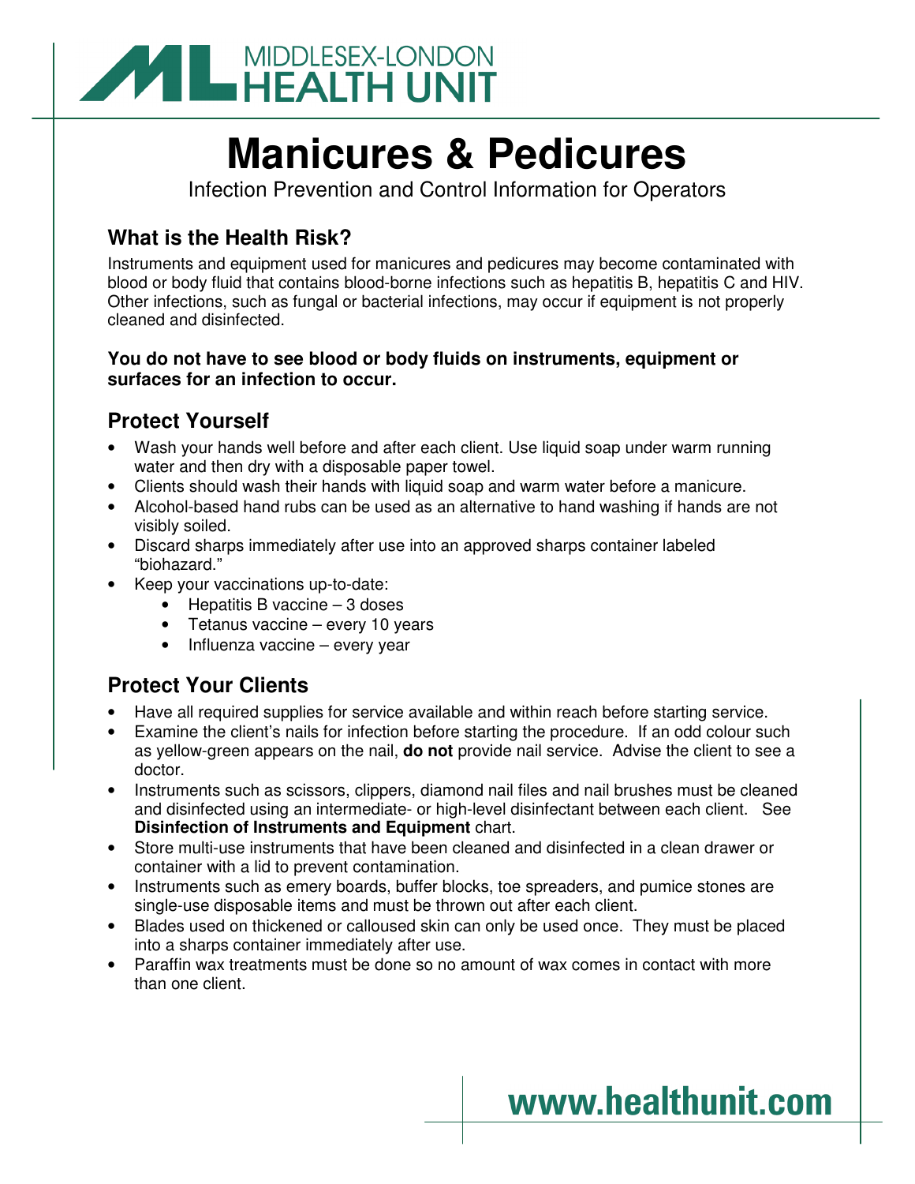MIDDLESEX-LONDON HEALTH UNIT

# Manicures & Pedicures

Infection Prevention and Control Information for Operators

## What is the Health Risk?

Instruments and equipment used for manicures and pedicures may become contaminated with blood or body fluid that contains blood-borne infections such as hepatitis B, hepatitis C and HIV. Other infections, such as fungal or bacterial infections, may occur if equipment is not properly cleaned and disinfected.

**You do not have to see blood or body fluids on instruments, equipment or surfaces for an infection to occur.**

## Protect Yourself

- Wash your hands well before and after each client. Use liquid soap under warm running water and then dry with a disposable paper towel.
- Clients should wash their hands with liquid soap and warm water before a manicure.
- Alcohol-based hand rubs can be used as an alternative to hand washing if hands are not visibly soiled.
- Discard sharps immediately after use into an approved sharps container labeled "biohazard."
- Keep your vaccinations up-to-date:
  - Hepatitis B vaccine – 3 doses
  - Tetanus vaccine – every 10 years
  - Influenza vaccine – every year

## Protect Your Clients

- Have all required supplies for service available and within reach before starting service.
- Examine the client's nails for infection before starting the procedure. If an odd colour such as yellow-green appears on the nail, **do not** provide nail service. Advise the client to see a doctor.
- Instruments such as scissors, clippers, diamond nail files and nail brushes must be cleaned and disinfected using an intermediate- or high-level disinfectant between each client. See **Disinfection of Instruments and Equipment** chart.
- Store multi-use instruments that have been cleaned and disinfected in a clean drawer or container with a lid to prevent contamination.
- Instruments such as emery boards, buffer blocks, toe spreaders, and pumice stones are single-use disposable items and must be thrown out after each client.
- Blades used on thickened or calloused skin can only be used once. They must be placed into a sharps container immediately after use.
- Paraffin wax treatments must be done so no amount of wax comes in contact with more than one client.

**www.healthunit.com**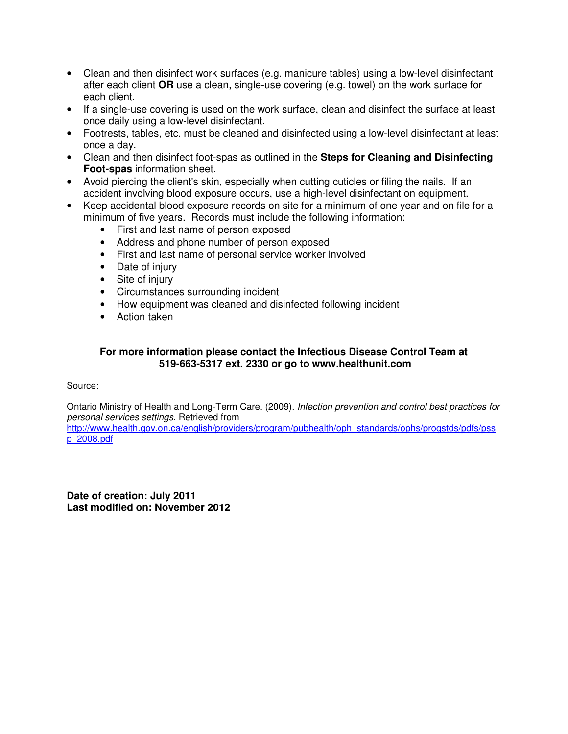- Clean and then disinfect work surfaces (e.g. manicure tables) using a low-level disinfectant after each client **OR** use a clean, single-use covering (e.g. towel) on the work surface for each client.
- If a single-use covering is used on the work surface, clean and disinfect the surface at least once daily using a low-level disinfectant.
- Footrests, tables, etc. must be cleaned and disinfected using a low-level disinfectant at least once a day.
- Clean and then disinfect foot-spas as outlined in the **Steps for Cleaning and Disinfecting Foot-spas** information sheet.
- Avoid piercing the client's skin, especially when cutting cuticles or filing the nails. If an accident involving blood exposure occurs, use a high-level disinfectant on equipment.
- Keep accidental blood exposure records on site for a minimum of one year and on file for a minimum of five years. Records must include the following information:
    - First and last name of person exposed
    - Address and phone number of person exposed
    - First and last name of personal service worker involved
    - Date of injury
    - Site of injury
    - Circumstances surrounding incident
    - How equipment was cleaned and disinfected following incident
    - Action taken

**For more information please contact the Infectious Disease Control Team at 519-663-5317 ext. 2330 or go to www.healthunit.com**

Source:

Ontario Ministry of Health and Long-Term Care. (2009). *Infection prevention and control best practices for personal services settings*. Retrieved from http://www.health.gov.on.ca/english/providers/program/pubhealth/oph_standards/ophs/progstds/pdfs/pssp_2008.pdf

**Date of creation: July 2011**
**Last modified on: November 2012**